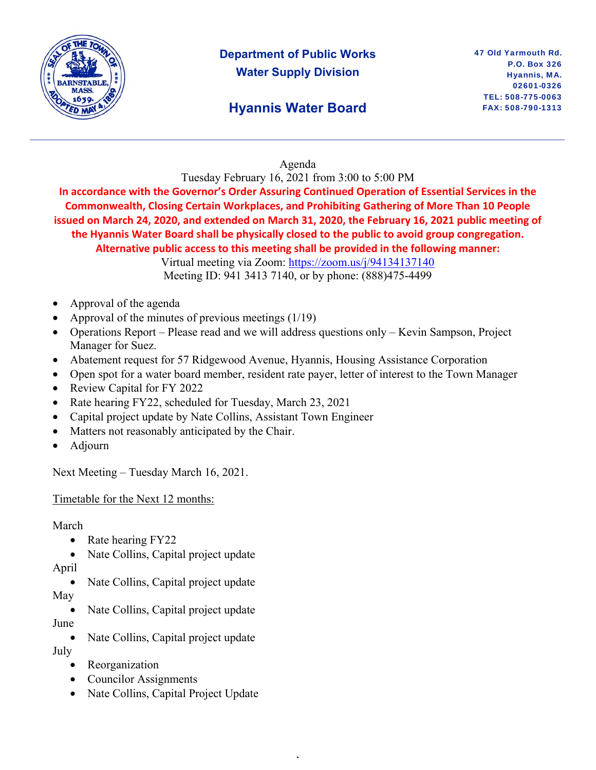**Department of Public Works**
**Water Supply Division**

# Hyannis Water Board

**47 Old Yarmouth Rd.**
**P.O. Box 326**
**Hyannis, MA.**
**02601-0326**
**TEL: 508-775-0063**
**FAX: 508-790-1313**

---

Agenda
Tuesday February 16, 2021 from 3:00 to 5:00 PM

**In accordance with the Governor's Order Assuring Continued Operation of Essential Services in the Commonwealth, Closing Certain Workplaces, and Prohibiting Gathering of More Than 10 People issued on March 24, 2020, and extended on March 31, 2020, the February 16, 2021 public meeting of the Hyannis Water Board shall be physically closed to the public to avoid group congregation. Alternative public access to this meeting shall be provided in the following manner:**

Virtual meeting via Zoom: https://zoom.us/j/94134137140
Meeting ID: 941 3413 7140, or by phone: (888)475-4499

- Approval of the agenda
- Approval of the minutes of previous meetings (1/19)
- Operations Report – Please read and we will address questions only – Kevin Sampson, Project Manager for Suez.
- Abatement request for 57 Ridgewood Avenue, Hyannis, Housing Assistance Corporation
- Open spot for a water board member, resident rate payer, letter of interest to the Town Manager
- Review Capital for FY 2022
- Rate hearing FY22, scheduled for Tuesday, March 23, 2021
- Capital project update by Nate Collins, Assistant Town Engineer
- Matters not reasonably anticipated by the Chair.
- Adjourn

Next Meeting – Tuesday March 16, 2021.

Timetable for the Next 12 months:

March
- Rate hearing FY22
- Nate Collins, Capital project update

April
- Nate Collins, Capital project update

May
- Nate Collins, Capital project update

June
- Nate Collins, Capital project update

July
- Reorganization
- Councilor Assignments
- Nate Collins, Capital Project Update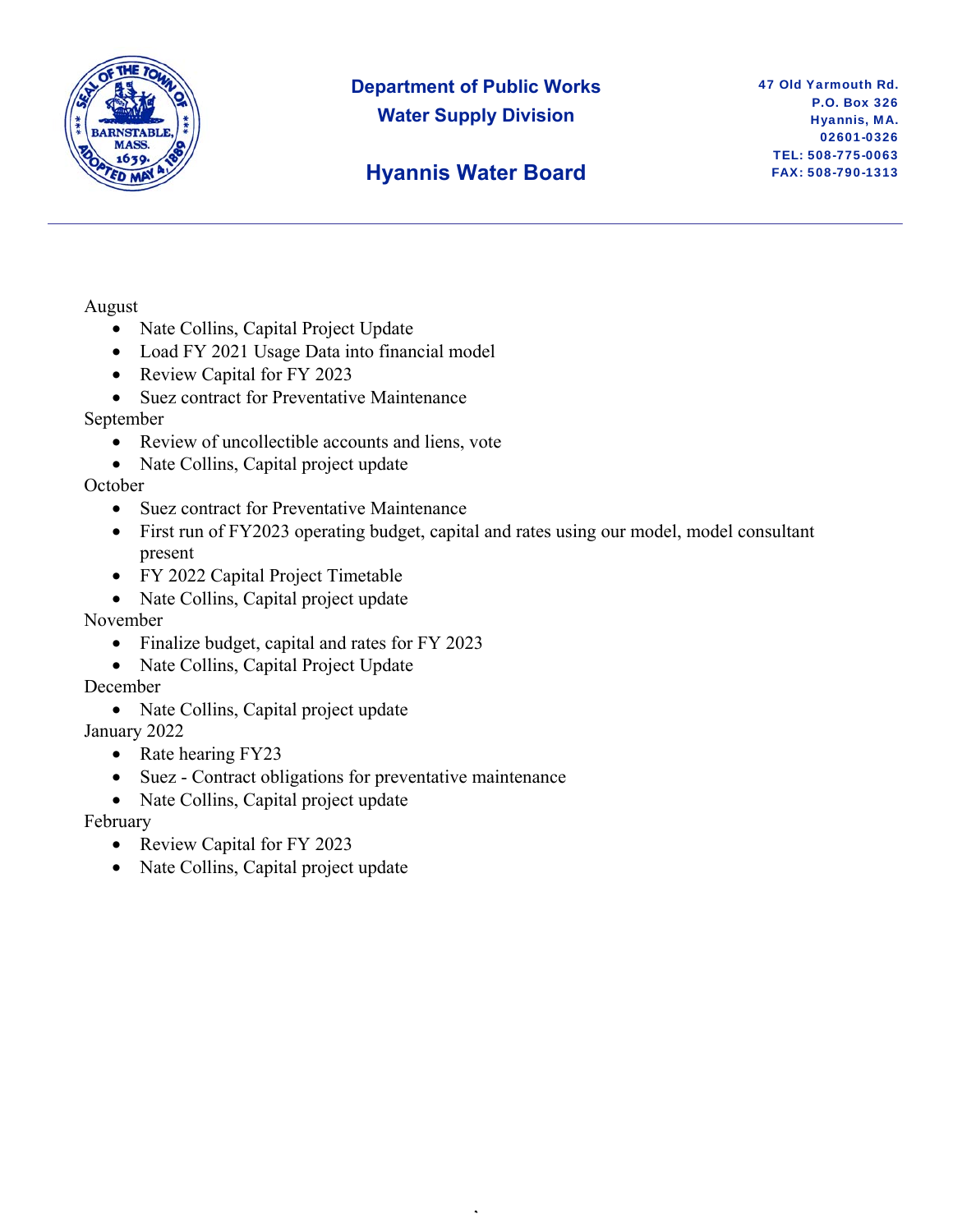**Department of Public Works**
**Water Supply Division**

**Hyannis Water Board**

47 Old Yarmouth Rd.
P.O. Box 326
Hyannis, MA.
02601-0326
TEL: 508-775-0063
FAX: 508-790-1313

---

August

- Nate Collins, Capital Project Update
- Load FY 2021 Usage Data into financial model
- Review Capital for FY 2023
- Suez contract for Preventative Maintenance

September

- Review of uncollectible accounts and liens, vote
- Nate Collins, Capital project update

October

- Suez contract for Preventative Maintenance
- First run of FY2023 operating budget, capital and rates using our model, model consultant present
- FY 2022 Capital Project Timetable
- Nate Collins, Capital project update

November

- Finalize budget, capital and rates for FY 2023
- Nate Collins, Capital Project Update

December

- Nate Collins, Capital project update

January 2022

- Rate hearing FY23
- Suez - Contract obligations for preventative maintenance
- Nate Collins, Capital project update

February

- Review Capital for FY 2023
- Nate Collins, Capital project update